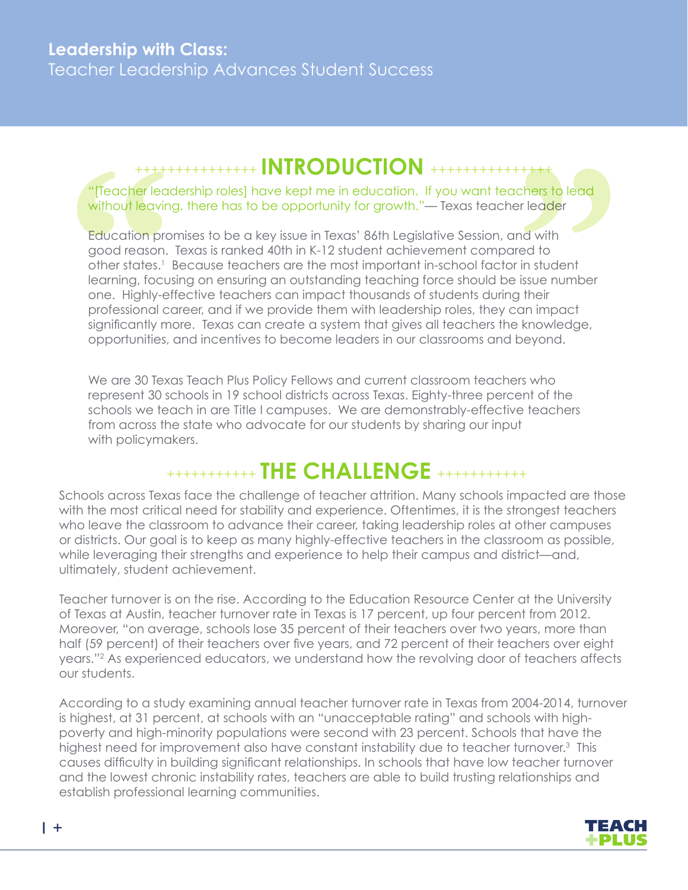# Leadership with Class:
Teacher Leadership Advances Student Success

## INTRODUCTION

"[Teacher leadership roles] have kept me in education. If you want teachers to lead without leaving, there has to be opportunity for growth."— Texas teacher leader

Education promises to be a key issue in Texas' 86th Legislative Session, and with good reason. Texas is ranked 40th in K-12 student achievement compared to other states.[1] Because teachers are the most important in-school factor in student learning, focusing on ensuring an outstanding teaching force should be issue number one. Highly-effective teachers can impact thousands of students during their professional career, and if we provide them with leadership roles, they can impact significantly more. Texas can create a system that gives all teachers the knowledge, opportunities, and incentives to become leaders in our classrooms and beyond.

We are 30 Texas Teach Plus Policy Fellows and current classroom teachers who represent 30 schools in 19 school districts across Texas. Eighty-three percent of the schools we teach in are Title I campuses. We are demonstrably-effective teachers from across the state who advocate for our students by sharing our input with policymakers.

## THE CHALLENGE

Schools across Texas face the challenge of teacher attrition. Many schools impacted are those with the most critical need for stability and experience. Oftentimes, it is the strongest teachers who leave the classroom to advance their career, taking leadership roles at other campuses or districts. Our goal is to keep as many highly-effective teachers in the classroom as possible, while leveraging their strengths and experience to help their campus and district—and, ultimately, student achievement.

Teacher turnover is on the rise. According to the Education Resource Center at the University of Texas at Austin, teacher turnover rate in Texas is 17 percent, up four percent from 2012. Moreover, "on average, schools lose 35 percent of their teachers over two years, more than half (59 percent) of their teachers over five years, and 72 percent of their teachers over eight years."[2] As experienced educators, we understand how the revolving door of teachers affects our students.

According to a study examining annual teacher turnover rate in Texas from 2004-2014, turnover is highest, at 31 percent, at schools with an "unacceptable rating" and schools with high-poverty and high-minority populations were second with 23 percent. Schools that have the highest need for improvement also have constant instability due to teacher turnover.[3] This causes difficulty in building significant relationships. In schools that have low teacher turnover and the lowest chronic instability rates, teachers are able to build trusting relationships and establish professional learning communities.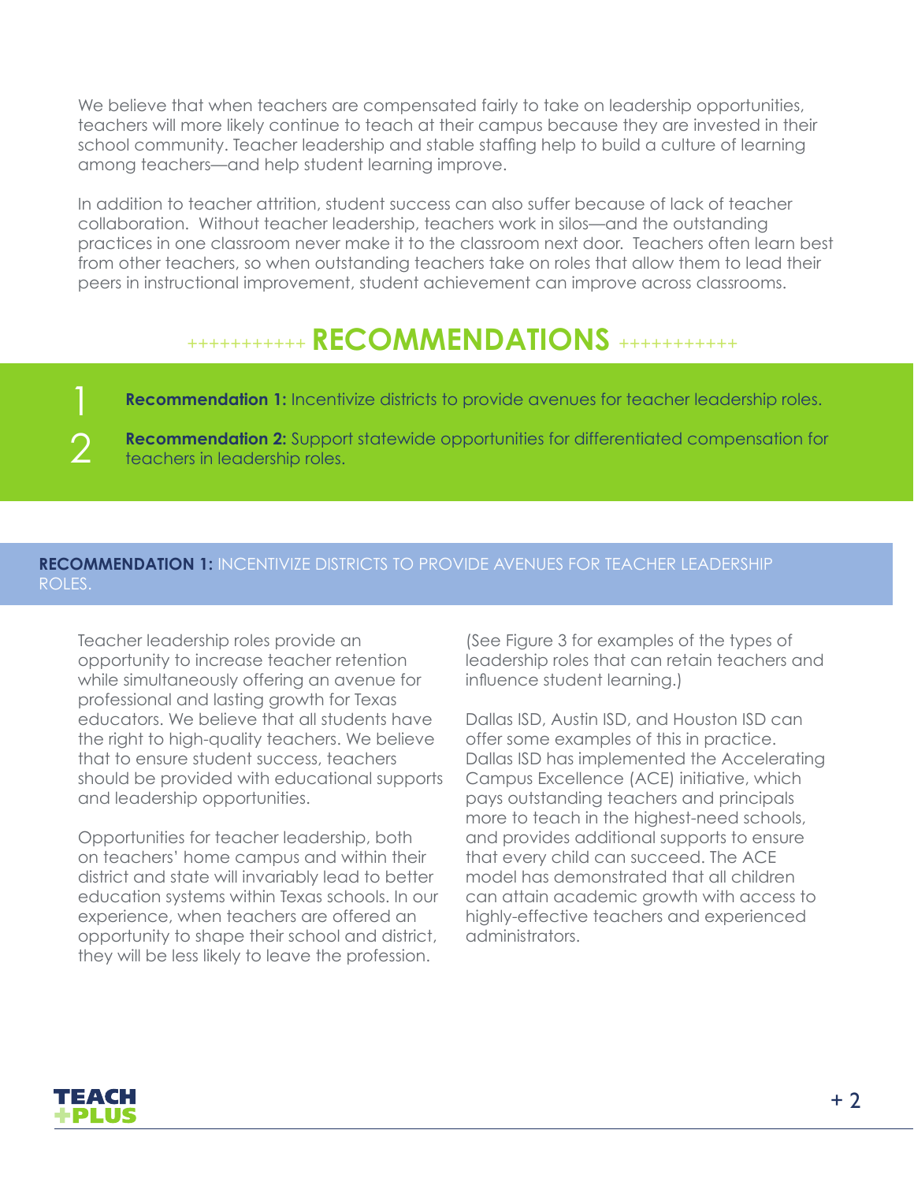We believe that when teachers are compensated fairly to take on leadership opportunities, teachers will more likely continue to teach at their campus because they are invested in their school community. Teacher leadership and stable staffing help to build a culture of learning among teachers—and help student learning improve.

In addition to teacher attrition, student success can also suffer because of lack of teacher collaboration. Without teacher leadership, teachers work in silos—and the outstanding practices in one classroom never make it to the classroom next door. Teachers often learn best from other teachers, so when outstanding teachers take on roles that allow them to lead their peers in instructional improvement, student achievement can improve across classrooms.

## RECOMMENDATIONS

1. **Recommendation 1:** Incentivize districts to provide avenues for teacher leadership roles.
2. **Recommendation 2:** Support statewide opportunities for differentiated compensation for teachers in leadership roles.

### RECOMMENDATION 1: INCENTIVIZE DISTRICTS TO PROVIDE AVENUES FOR TEACHER LEADERSHIP ROLES.

Teacher leadership roles provide an opportunity to increase teacher retention while simultaneously offering an avenue for professional and lasting growth for Texas educators. We believe that all students have the right to high-quality teachers. We believe that to ensure student success, teachers should be provided with educational supports and leadership opportunities.

Opportunities for teacher leadership, both on teachers' home campus and within their district and state will invariably lead to better education systems within Texas schools. In our experience, when teachers are offered an opportunity to shape their school and district, they will be less likely to leave the profession.

(See Figure 3 for examples of the types of leadership roles that can retain teachers and influence student learning.)

Dallas ISD, Austin ISD, and Houston ISD can offer some examples of this in practice. Dallas ISD has implemented the Accelerating Campus Excellence (ACE) initiative, which pays outstanding teachers and principals more to teach in the highest-need schools, and provides additional supports to ensure that every child can succeed. The ACE model has demonstrated that all children can attain academic growth with access to highly-effective teachers and experienced administrators.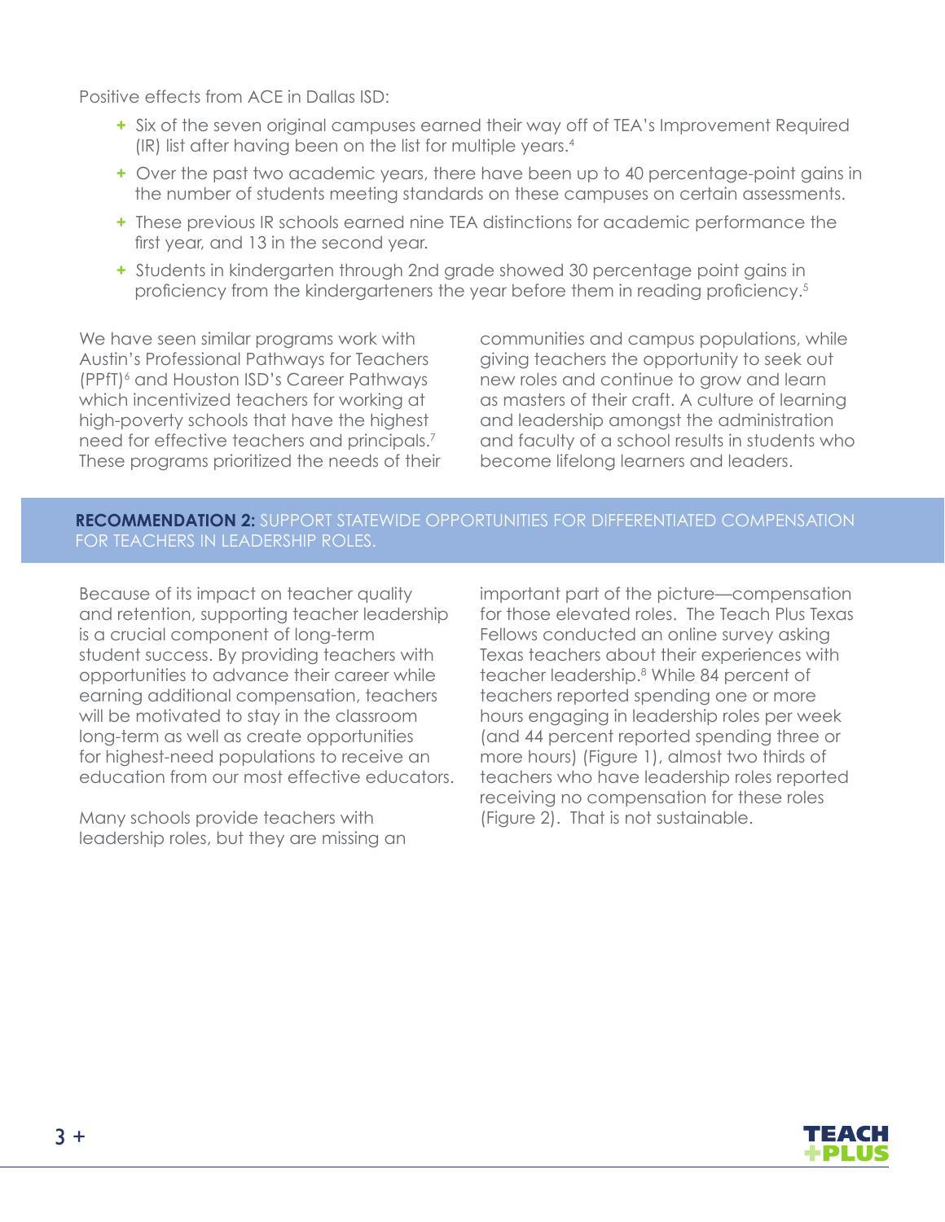Positive effects from ACE in Dallas ISD:

- Six of the seven original campuses earned their way off of TEA's Improvement Required (IR) list after having been on the list for multiple years.[4]
- Over the past two academic years, there have been up to 40 percentage-point gains in the number of students meeting standards on these campuses on certain assessments.
- These previous IR schools earned nine TEA distinctions for academic performance the first year, and 13 in the second year.
- Students in kindergarten through 2nd grade showed 30 percentage point gains in proficiency from the kindergarteners the year before them in reading proficiency.[5]

We have seen similar programs work with Austin's Professional Pathways for Teachers (PPfT)[6] and Houston ISD's Career Pathways which incentivized teachers for working at high-poverty schools that have the highest need for effective teachers and principals.[7] These programs prioritized the needs of their communities and campus populations, while giving teachers the opportunity to seek out new roles and continue to grow and learn as masters of their craft. A culture of learning and leadership amongst the administration and faculty of a school results in students who become lifelong learners and leaders.

## **RECOMMENDATION 2:** SUPPORT STATEWIDE OPPORTUNITIES FOR DIFFERENTIATED COMPENSATION FOR TEACHERS IN LEADERSHIP ROLES.

Because of its impact on teacher quality and retention, supporting teacher leadership is a crucial component of long-term student success. By providing teachers with opportunities to advance their career while earning additional compensation, teachers will be motivated to stay in the classroom long-term as well as create opportunities for highest-need populations to receive an education from our most effective educators.

Many schools provide teachers with leadership roles, but they are missing an important part of the picture—compensation for those elevated roles. The Teach Plus Texas Fellows conducted an online survey asking Texas teachers about their experiences with teacher leadership.[8] While 84 percent of teachers reported spending one or more hours engaging in leadership roles per week (and 44 percent reported spending three or more hours) (Figure 1), almost two thirds of teachers who have leadership roles reported receiving no compensation for these roles (Figure 2). That is not sustainable.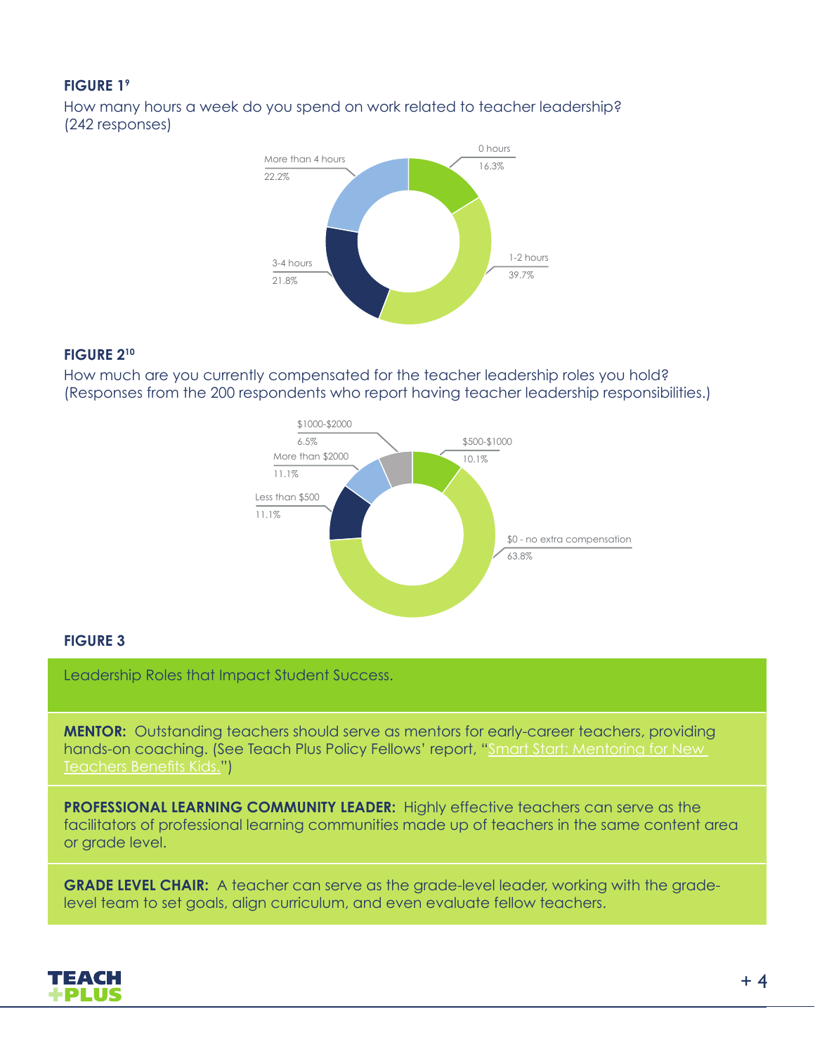**FIGURE 1**[9]

How many hours a week do you spend on work related to teacher leadership? (242 responses)

| Response | Percentage |
| --- | --- |
| 0 hours | 16.3% |
| 1-2 hours | 39.7% |
| 3-4 hours | 21.8% |
| More than 4 hours | 22.2% |

**FIGURE 2**[10]

How much are you currently compensated for the teacher leadership roles you hold? (Responses from the 200 respondents who report having teacher leadership responsibilities.)

| Response | Percentage |
| --- | --- |
| $500-$1000 | 10.1% |
| $0 - no extra compensation | 63.8% |
| Less than $500 | 11.1% |
| More than $2000 | 11.1% |
| $1000-$2000 | 6.5% |

**FIGURE 3**

Leadership Roles that Impact Student Success.

**MENTOR:** Outstanding teachers should serve as mentors for early-career teachers, providing hands-on coaching. (See Teach Plus Policy Fellows' report, "Smart Start: Mentoring for New Teachers Benefits Kids.")

**PROFESSIONAL LEARNING COMMUNITY LEADER:** Highly effective teachers can serve as the facilitators of professional learning communities made up of teachers in the same content area or grade level.

**GRADE LEVEL CHAIR:** A teacher can serve as the grade-level leader, working with the grade-level team to set goals, align curriculum, and even evaluate fellow teachers.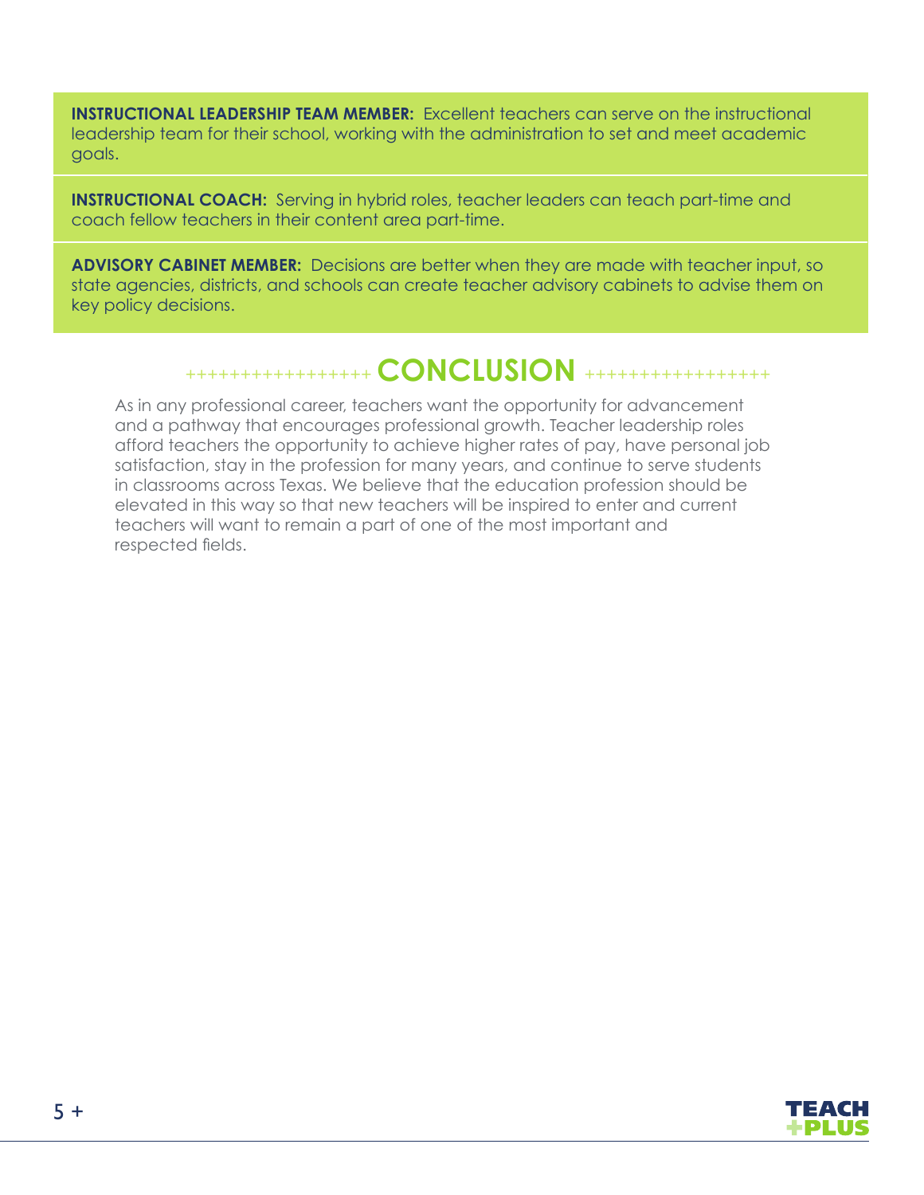**INSTRUCTIONAL LEADERSHIP TEAM MEMBER:** Excellent teachers can serve on the instructional leadership team for their school, working with the administration to set and meet academic goals.

**INSTRUCTIONAL COACH:** Serving in hybrid roles, teacher leaders can teach part-time and coach fellow teachers in their content area part-time.

**ADVISORY CABINET MEMBER:** Decisions are better when they are made with teacher input, so state agencies, districts, and schools can create teacher advisory cabinets to advise them on key policy decisions.

## CONCLUSION

As in any professional career, teachers want the opportunity for advancement and a pathway that encourages professional growth. Teacher leadership roles afford teachers the opportunity to achieve higher rates of pay, have personal job satisfaction, stay in the profession for many years, and continue to serve students in classrooms across Texas. We believe that the education profession should be elevated in this way so that new teachers will be inspired to enter and current teachers will want to remain a part of one of the most important and respected fields.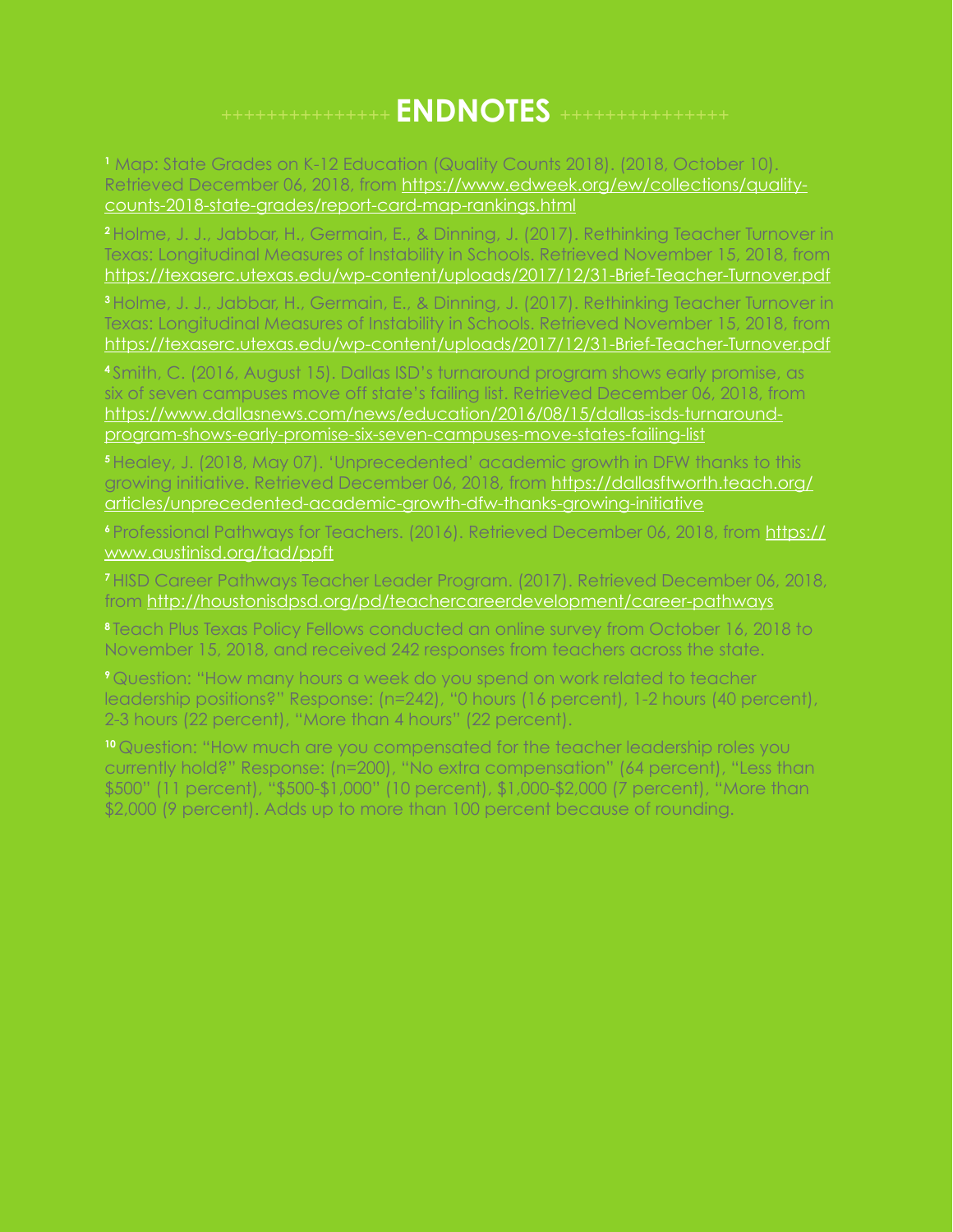# ENDNOTES

[1] Map: State Grades on K-12 Education (Quality Counts 2018). (2018, October 10). Retrieved December 06, 2018, from https://www.edweek.org/ew/collections/quality-counts-2018-state-grades/report-card-map-rankings.html

[2] Holme, J. J., Jabbar, H., Germain, E., & Dinning, J. (2017). Rethinking Teacher Turnover in Texas: Longitudinal Measures of Instability in Schools. Retrieved November 15, 2018, from https://texaserc.utexas.edu/wp-content/uploads/2017/12/31-Brief-Teacher-Turnover.pdf

[3] Holme, J. J., Jabbar, H., Germain, E., & Dinning, J. (2017). Rethinking Teacher Turnover in Texas: Longitudinal Measures of Instability in Schools. Retrieved November 15, 2018, from https://texaserc.utexas.edu/wp-content/uploads/2017/12/31-Brief-Teacher-Turnover.pdf

[4] Smith, C. (2016, August 15). Dallas ISD's turnaround program shows early promise, as six of seven campuses move off state's failing list. Retrieved December 06, 2018, from https://www.dallasnews.com/news/education/2016/08/15/dallas-isds-turnaround-program-shows-early-promise-six-seven-campuses-move-states-failing-list

[5] Healey, J. (2018, May 07). 'Unprecedented' academic growth in DFW thanks to this growing initiative. Retrieved December 06, 2018, from https://dallasftworth.teach.org/articles/unprecedented-academic-growth-dfw-thanks-growing-initiative

[6] Professional Pathways for Teachers. (2016). Retrieved December 06, 2018, from https://www.austinisd.org/tad/ppft

[7] HISD Career Pathways Teacher Leader Program. (2017). Retrieved December 06, 2018, from http://houstonisdpsd.org/pd/teachercareerdevelopment/career-pathways

[8] Teach Plus Texas Policy Fellows conducted an online survey from October 16, 2018 to November 15, 2018, and received 242 responses from teachers across the state.

[9] Question: "How many hours a week do you spend on work related to teacher leadership positions?" Response: (n=242), "0 hours (16 percent), 1-2 hours (40 percent), 2-3 hours (22 percent), "More than 4 hours" (22 percent).

[10] Question: "How much are you compensated for the teacher leadership roles you currently hold?" Response: (n=200), "No extra compensation" (64 percent), "Less than $500" (11 percent), "$500-$1,000" (10 percent), $1,000-$2,000 (7 percent), "More than $2,000 (9 percent). Adds up to more than 100 percent because of rounding.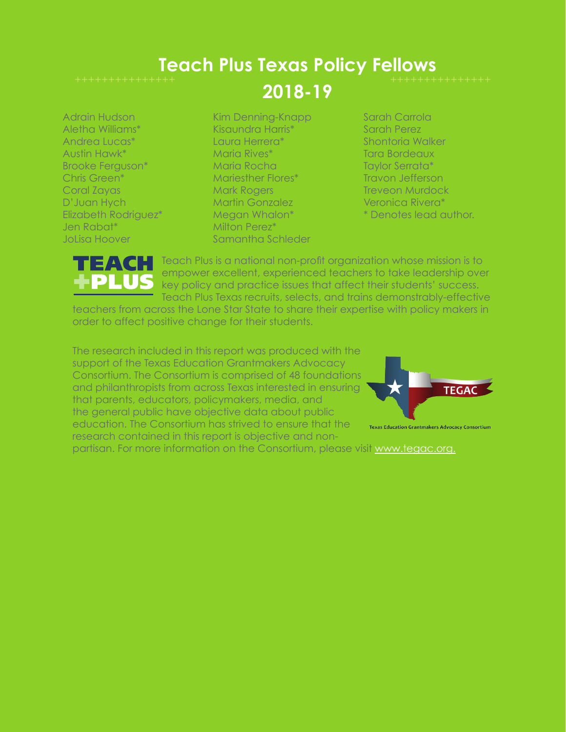# Teach Plus Texas Policy Fellows 2018-19

Adrain Hudson
Aletha Williams*
Andrea Lucas*
Austin Hawk*
Brooke Ferguson*
Chris Green*
Coral Zayas
D'Juan Hych
Elizabeth Rodriguez*
Jen Rabat*
JoLisa Hoover
Kim Denning-Knapp
Kisaundra Harris*
Laura Herrera*
Maria Rives*
Maria Rocha
Mariesther Flores*
Mark Rogers
Martin Gonzalez
Megan Whalon*
Milton Perez*
Samantha Schleder
Sarah Carrola
Sarah Perez
Shontoria Walker
Tara Bordeaux
Taylor Serrata*
Travon Jefferson
Treveon Murdock
Veronica Rivera*

\* Denotes lead author.

TEACH PLUS

Teach Plus is a national non-profit organization whose mission is to empower excellent, experienced teachers to take leadership over key policy and practice issues that affect their students' success. Teach Plus Texas recruits, selects, and trains demonstrably-effective teachers from across the Lone Star State to share their expertise with policy makers in order to affect positive change for their students.

The research included in this report was produced with the support of the Texas Education Grantmakers Advocacy Consortium. The Consortium is comprised of 48 foundations and philanthropists from across Texas interested in ensuring that parents, educators, policymakers, media, and the general public have objective data about public education. The Consortium has strived to ensure that the research contained in this report is objective and non-partisan. For more information on the Consortium, please visit www.tegac.org.

TEGAC
Texas Education Grantmakers Advocacy Consortium